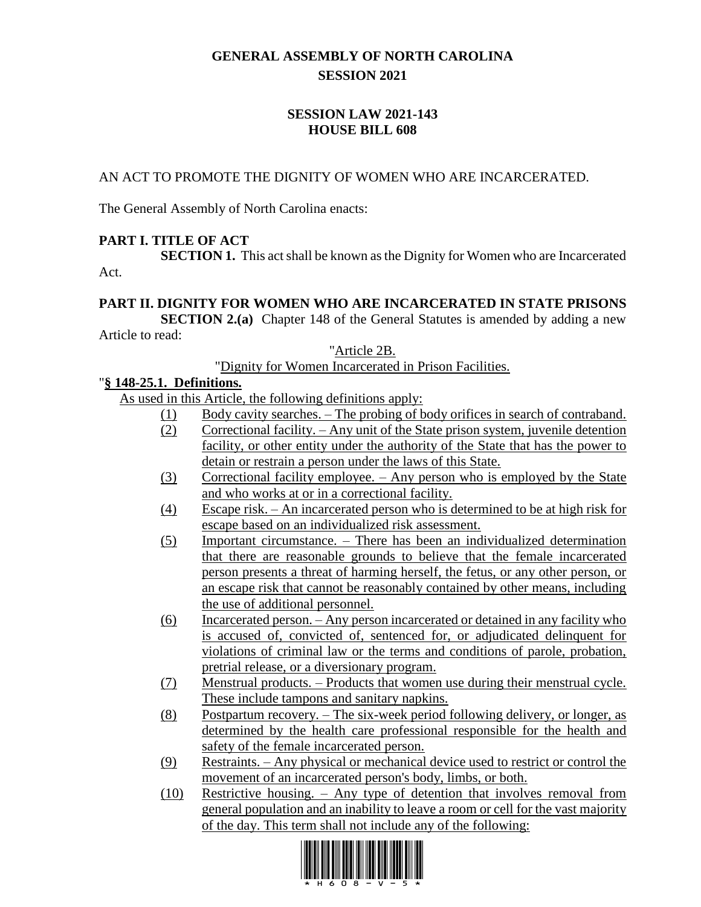# GENERAL ASSEMBLY OF NORTH CAROLINA
## SESSION 2021

## SESSION LAW 2021-143
## HOUSE BILL 608

AN ACT TO PROMOTE THE DIGNITY OF WOMEN WHO ARE INCARCERATED.

The General Assembly of North Carolina enacts:

**PART I. TITLE OF ACT**

**SECTION 1.** This act shall be known as the Dignity for Women who are Incarcerated Act.

**PART II. DIGNITY FOR WOMEN WHO ARE INCARCERATED IN STATE PRISONS**

**SECTION 2.(a)** Chapter 148 of the General Statutes is amended by adding a new Article to read:

"Article 2B.

"Dignity for Women Incarcerated in Prison Facilities.

"**§ 148-25.1. Definitions.**

As used in this Article, the following definitions apply:

(1) Body cavity searches. – The probing of body orifices in search of contraband.

(2) Correctional facility. – Any unit of the State prison system, juvenile detention facility, or other entity under the authority of the State that has the power to detain or restrain a person under the laws of this State.

(3) Correctional facility employee. – Any person who is employed by the State and who works at or in a correctional facility.

(4) Escape risk. – An incarcerated person who is determined to be at high risk for escape based on an individualized risk assessment.

(5) Important circumstance. – There has been an individualized determination that there are reasonable grounds to believe that the female incarcerated person presents a threat of harming herself, the fetus, or any other person, or an escape risk that cannot be reasonably contained by other means, including the use of additional personnel.

(6) Incarcerated person. – Any person incarcerated or detained in any facility who is accused of, convicted of, sentenced for, or adjudicated delinquent for violations of criminal law or the terms and conditions of parole, probation, pretrial release, or a diversionary program.

(7) Menstrual products. – Products that women use during their menstrual cycle. These include tampons and sanitary napkins.

(8) Postpartum recovery. – The six-week period following delivery, or longer, as determined by the health care professional responsible for the health and safety of the female incarcerated person.

(9) Restraints. – Any physical or mechanical device used to restrict or control the movement of an incarcerated person's body, limbs, or both.

(10) Restrictive housing. – Any type of detention that involves removal from general population and an inability to leave a room or cell for the vast majority of the day. This term shall not include any of the following: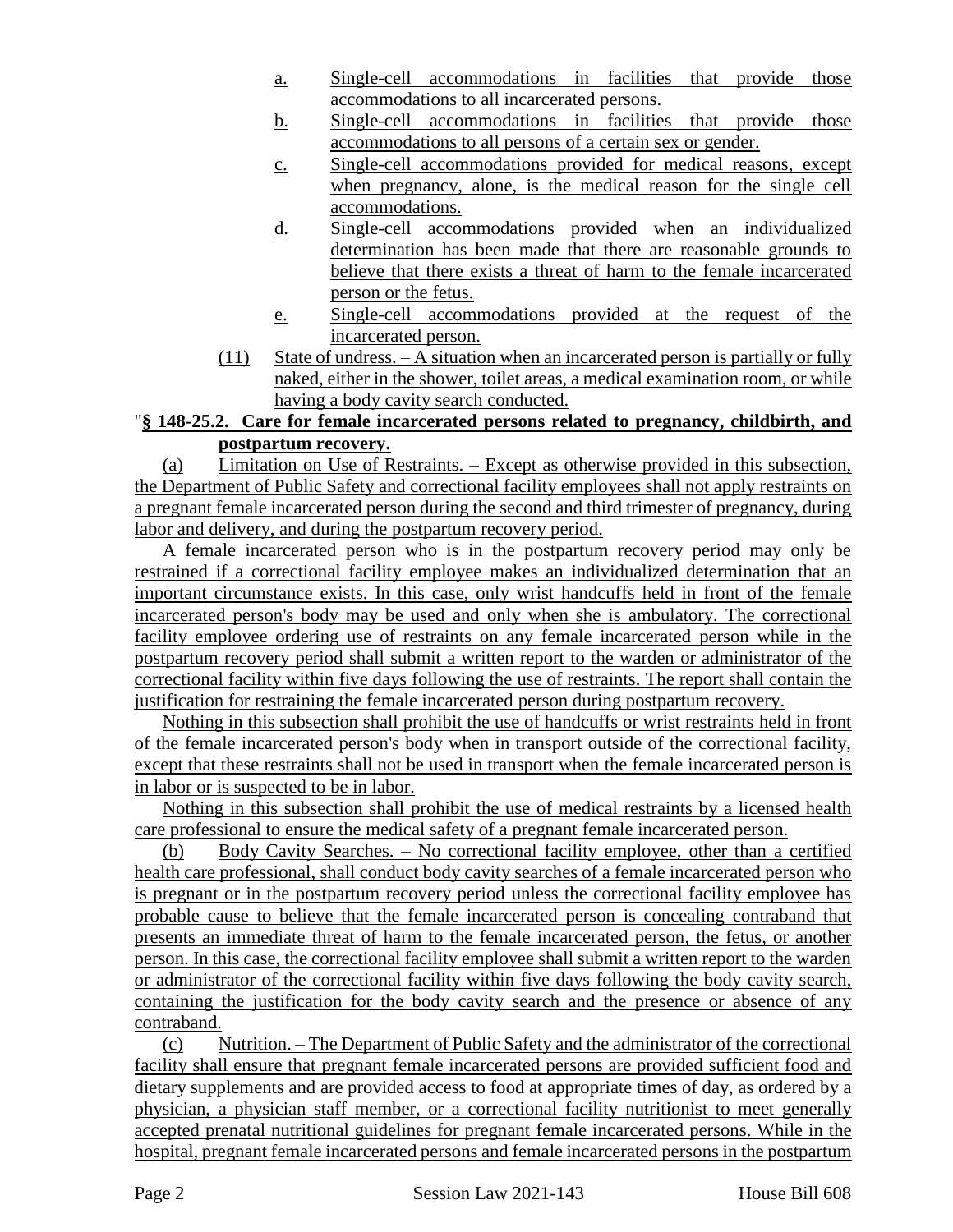a. Single-cell accommodations in facilities that provide those accommodations to all incarcerated persons.

b. Single-cell accommodations in facilities that provide those accommodations to all persons of a certain sex or gender.

c. Single-cell accommodations provided for medical reasons, except when pregnancy, alone, is the medical reason for the single cell accommodations.

d. Single-cell accommodations provided when an individualized determination has been made that there are reasonable grounds to believe that there exists a threat of harm to the female incarcerated person or the fetus.

e. Single-cell accommodations provided at the request of the incarcerated person.

(11) State of undress. – A situation when an incarcerated person is partially or fully naked, either in the shower, toilet areas, a medical examination room, or while having a body cavity search conducted.

"**§ 148-25.2. Care for female incarcerated persons related to pregnancy, childbirth, and postpartum recovery.**

(a) Limitation on Use of Restraints. – Except as otherwise provided in this subsection, the Department of Public Safety and correctional facility employees shall not apply restraints on a pregnant female incarcerated person during the second and third trimester of pregnancy, during labor and delivery, and during the postpartum recovery period.

A female incarcerated person who is in the postpartum recovery period may only be restrained if a correctional facility employee makes an individualized determination that an important circumstance exists. In this case, only wrist handcuffs held in front of the female incarcerated person's body may be used and only when she is ambulatory. The correctional facility employee ordering use of restraints on any female incarcerated person while in the postpartum recovery period shall submit a written report to the warden or administrator of the correctional facility within five days following the use of restraints. The report shall contain the justification for restraining the female incarcerated person during postpartum recovery.

Nothing in this subsection shall prohibit the use of handcuffs or wrist restraints held in front of the female incarcerated person's body when in transport outside of the correctional facility, except that these restraints shall not be used in transport when the female incarcerated person is in labor or is suspected to be in labor.

Nothing in this subsection shall prohibit the use of medical restraints by a licensed health care professional to ensure the medical safety of a pregnant female incarcerated person.

(b) Body Cavity Searches. – No correctional facility employee, other than a certified health care professional, shall conduct body cavity searches of a female incarcerated person who is pregnant or in the postpartum recovery period unless the correctional facility employee has probable cause to believe that the female incarcerated person is concealing contraband that presents an immediate threat of harm to the female incarcerated person, the fetus, or another person. In this case, the correctional facility employee shall submit a written report to the warden or administrator of the correctional facility within five days following the body cavity search, containing the justification for the body cavity search and the presence or absence of any contraband.

(c) Nutrition. – The Department of Public Safety and the administrator of the correctional facility shall ensure that pregnant female incarcerated persons are provided sufficient food and dietary supplements and are provided access to food at appropriate times of day, as ordered by a physician, a physician staff member, or a correctional facility nutritionist to meet generally accepted prenatal nutritional guidelines for pregnant female incarcerated persons. While in the hospital, pregnant female incarcerated persons and female incarcerated persons in the postpartum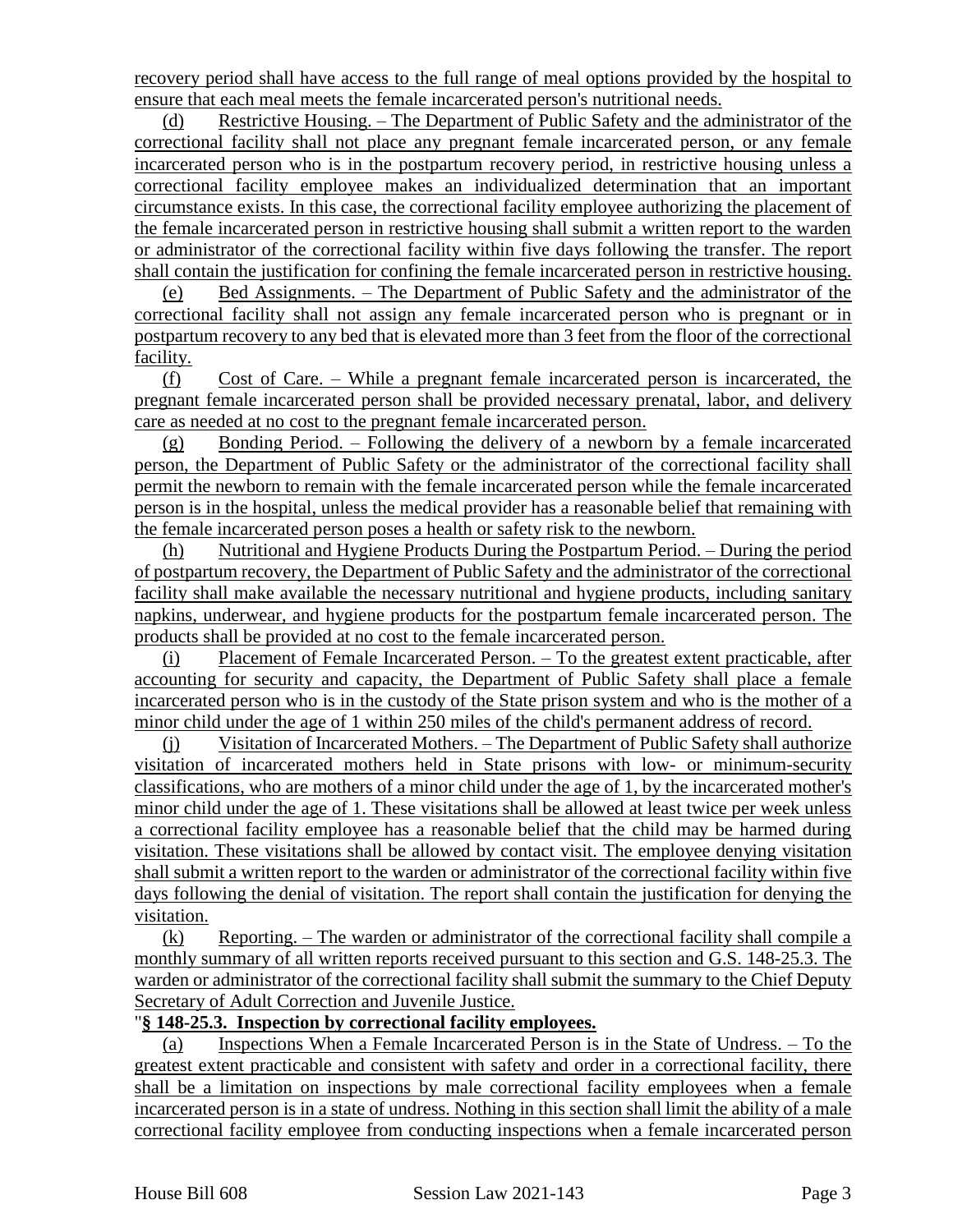recovery period shall have access to the full range of meal options provided by the hospital to ensure that each meal meets the female incarcerated person's nutritional needs.

(d) Restrictive Housing. – The Department of Public Safety and the administrator of the correctional facility shall not place any pregnant female incarcerated person, or any female incarcerated person who is in the postpartum recovery period, in restrictive housing unless a correctional facility employee makes an individualized determination that an important circumstance exists. In this case, the correctional facility employee authorizing the placement of the female incarcerated person in restrictive housing shall submit a written report to the warden or administrator of the correctional facility within five days following the transfer. The report shall contain the justification for confining the female incarcerated person in restrictive housing.

(e) Bed Assignments. – The Department of Public Safety and the administrator of the correctional facility shall not assign any female incarcerated person who is pregnant or in postpartum recovery to any bed that is elevated more than 3 feet from the floor of the correctional facility.

(f) Cost of Care. – While a pregnant female incarcerated person is incarcerated, the pregnant female incarcerated person shall be provided necessary prenatal, labor, and delivery care as needed at no cost to the pregnant female incarcerated person.

(g) Bonding Period. – Following the delivery of a newborn by a female incarcerated person, the Department of Public Safety or the administrator of the correctional facility shall permit the newborn to remain with the female incarcerated person while the female incarcerated person is in the hospital, unless the medical provider has a reasonable belief that remaining with the female incarcerated person poses a health or safety risk to the newborn.

(h) Nutritional and Hygiene Products During the Postpartum Period. – During the period of postpartum recovery, the Department of Public Safety and the administrator of the correctional facility shall make available the necessary nutritional and hygiene products, including sanitary napkins, underwear, and hygiene products for the postpartum female incarcerated person. The products shall be provided at no cost to the female incarcerated person.

(i) Placement of Female Incarcerated Person. – To the greatest extent practicable, after accounting for security and capacity, the Department of Public Safety shall place a female incarcerated person who is in the custody of the State prison system and who is the mother of a minor child under the age of 1 within 250 miles of the child's permanent address of record.

(j) Visitation of Incarcerated Mothers. – The Department of Public Safety shall authorize visitation of incarcerated mothers held in State prisons with low- or minimum-security classifications, who are mothers of a minor child under the age of 1, by the incarcerated mother's minor child under the age of 1. These visitations shall be allowed at least twice per week unless a correctional facility employee has a reasonable belief that the child may be harmed during visitation. These visitations shall be allowed by contact visit. The employee denying visitation shall submit a written report to the warden or administrator of the correctional facility within five days following the denial of visitation. The report shall contain the justification for denying the visitation.

(k) Reporting. – The warden or administrator of the correctional facility shall compile a monthly summary of all written reports received pursuant to this section and G.S. 148-25.3. The warden or administrator of the correctional facility shall submit the summary to the Chief Deputy Secretary of Adult Correction and Juvenile Justice.

"**§ 148-25.3. Inspection by correctional facility employees.**

(a) Inspections When a Female Incarcerated Person is in the State of Undress. – To the greatest extent practicable and consistent with safety and order in a correctional facility, there shall be a limitation on inspections by male correctional facility employees when a female incarcerated person is in a state of undress. Nothing in this section shall limit the ability of a male correctional facility employee from conducting inspections when a female incarcerated person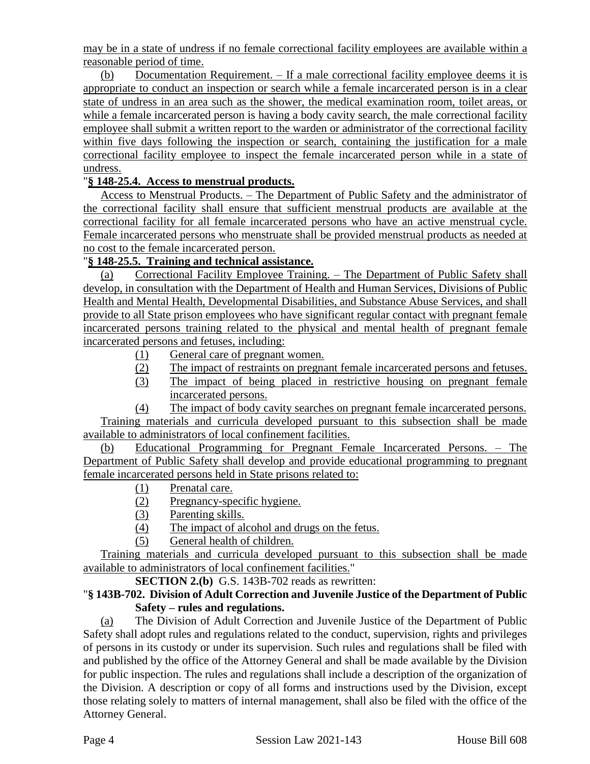may be in a state of undress if no female correctional facility employees are available within a reasonable period of time.

(b) Documentation Requirement. – If a male correctional facility employee deems it is appropriate to conduct an inspection or search while a female incarcerated person is in a clear state of undress in an area such as the shower, the medical examination room, toilet areas, or while a female incarcerated person is having a body cavity search, the male correctional facility employee shall submit a written report to the warden or administrator of the correctional facility within five days following the inspection or search, containing the justification for a male correctional facility employee to inspect the female incarcerated person while in a state of undress.

"**§ 148-25.4. Access to menstrual products.**

Access to Menstrual Products. – The Department of Public Safety and the administrator of the correctional facility shall ensure that sufficient menstrual products are available at the correctional facility for all female incarcerated persons who have an active menstrual cycle. Female incarcerated persons who menstruate shall be provided menstrual products as needed at no cost to the female incarcerated person.

"**§ 148-25.5. Training and technical assistance.**

(a) Correctional Facility Employee Training. – The Department of Public Safety shall develop, in consultation with the Department of Health and Human Services, Divisions of Public Health and Mental Health, Developmental Disabilities, and Substance Abuse Services, and shall provide to all State prison employees who have significant regular contact with pregnant female incarcerated persons training related to the physical and mental health of pregnant female incarcerated persons and fetuses, including:

(1) General care of pregnant women.
(2) The impact of restraints on pregnant female incarcerated persons and fetuses.
(3) The impact of being placed in restrictive housing on pregnant female incarcerated persons.
(4) The impact of body cavity searches on pregnant female incarcerated persons.

Training materials and curricula developed pursuant to this subsection shall be made available to administrators of local confinement facilities.

(b) Educational Programming for Pregnant Female Incarcerated Persons. – The Department of Public Safety shall develop and provide educational programming to pregnant female incarcerated persons held in State prisons related to:

(1) Prenatal care.
(2) Pregnancy-specific hygiene.
(3) Parenting skills.
(4) The impact of alcohol and drugs on the fetus.
(5) General health of children.

Training materials and curricula developed pursuant to this subsection shall be made available to administrators of local confinement facilities."

**SECTION 2.(b)** G.S. 143B-702 reads as rewritten:

"**§ 143B-702. Division of Adult Correction and Juvenile Justice of the Department of Public Safety – rules and regulations.**

(a) The Division of Adult Correction and Juvenile Justice of the Department of Public Safety shall adopt rules and regulations related to the conduct, supervision, rights and privileges of persons in its custody or under its supervision. Such rules and regulations shall be filed with and published by the office of the Attorney General and shall be made available by the Division for public inspection. The rules and regulations shall include a description of the organization of the Division. A description or copy of all forms and instructions used by the Division, except those relating solely to matters of internal management, shall also be filed with the office of the Attorney General.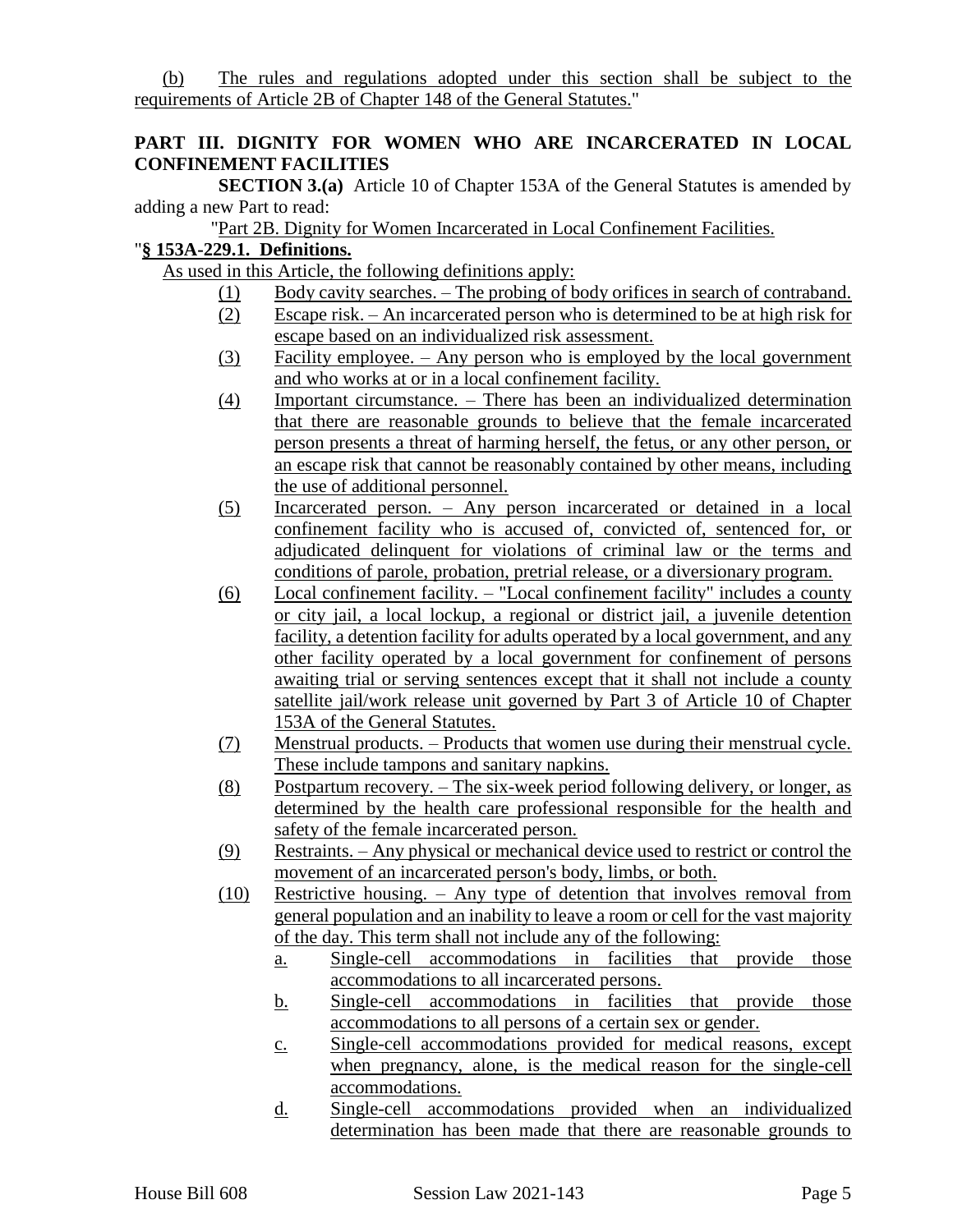(b) The rules and regulations adopted under this section shall be subject to the requirements of Article 2B of Chapter 148 of the General Statutes."

**PART III. DIGNITY FOR WOMEN WHO ARE INCARCERATED IN LOCAL CONFINEMENT FACILITIES**

**SECTION 3.(a)** Article 10 of Chapter 153A of the General Statutes is amended by adding a new Part to read:

"Part 2B. Dignity for Women Incarcerated in Local Confinement Facilities.

"**§ 153A-229.1. Definitions.**

As used in this Article, the following definitions apply:

(1) Body cavity searches. – The probing of body orifices in search of contraband.

(2) Escape risk. – An incarcerated person who is determined to be at high risk for escape based on an individualized risk assessment.

(3) Facility employee. – Any person who is employed by the local government and who works at or in a local confinement facility.

(4) Important circumstance. – There has been an individualized determination that there are reasonable grounds to believe that the female incarcerated person presents a threat of harming herself, the fetus, or any other person, or an escape risk that cannot be reasonably contained by other means, including the use of additional personnel.

(5) Incarcerated person. – Any person incarcerated or detained in a local confinement facility who is accused of, convicted of, sentenced for, or adjudicated delinquent for violations of criminal law or the terms and conditions of parole, probation, pretrial release, or a diversionary program.

(6) Local confinement facility. – "Local confinement facility" includes a county or city jail, a local lockup, a regional or district jail, a juvenile detention facility, a detention facility for adults operated by a local government, and any other facility operated by a local government for confinement of persons awaiting trial or serving sentences except that it shall not include a county satellite jail/work release unit governed by Part 3 of Article 10 of Chapter 153A of the General Statutes.

(7) Menstrual products. – Products that women use during their menstrual cycle. These include tampons and sanitary napkins.

(8) Postpartum recovery. – The six-week period following delivery, or longer, as determined by the health care professional responsible for the health and safety of the female incarcerated person.

(9) Restraints. – Any physical or mechanical device used to restrict or control the movement of an incarcerated person's body, limbs, or both.

(10) Restrictive housing. – Any type of detention that involves removal from general population and an inability to leave a room or cell for the vast majority of the day. This term shall not include any of the following:

   a. Single-cell accommodations in facilities that provide those accommodations to all incarcerated persons.

   b. Single-cell accommodations in facilities that provide those accommodations to all persons of a certain sex or gender.

   c. Single-cell accommodations provided for medical reasons, except when pregnancy, alone, is the medical reason for the single-cell accommodations.

   d. Single-cell accommodations provided when an individualized determination has been made that there are reasonable grounds to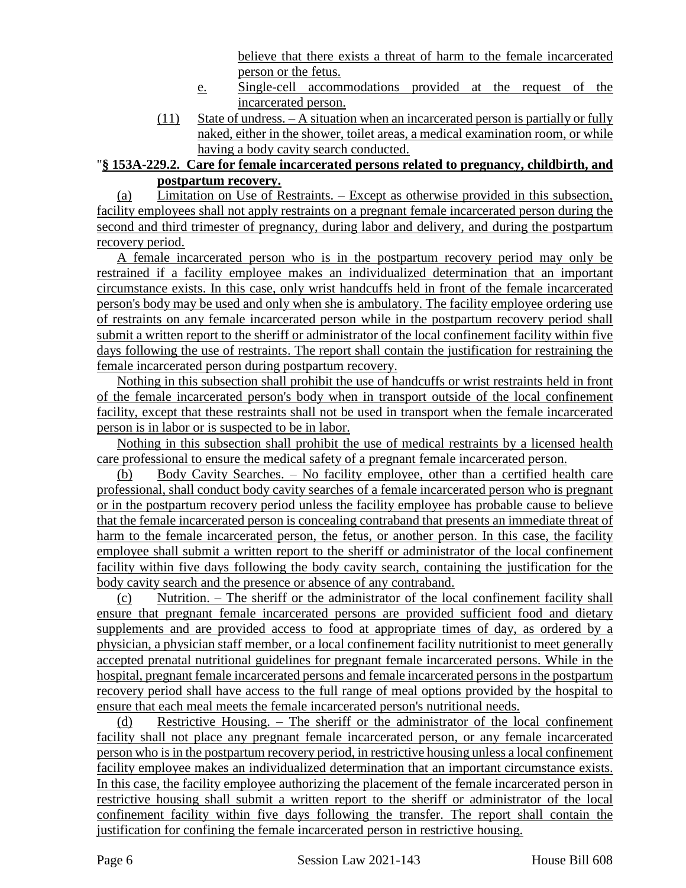believe that there exists a threat of harm to the female incarcerated person or the fetus.

e. Single-cell accommodations provided at the request of the incarcerated person.

(11) State of undress. – A situation when an incarcerated person is partially or fully naked, either in the shower, toilet areas, a medical examination room, or while having a body cavity search conducted.

"**§ 153A-229.2. Care for female incarcerated persons related to pregnancy, childbirth, and postpartum recovery.**

(a) Limitation on Use of Restraints. – Except as otherwise provided in this subsection, facility employees shall not apply restraints on a pregnant female incarcerated person during the second and third trimester of pregnancy, during labor and delivery, and during the postpartum recovery period.

A female incarcerated person who is in the postpartum recovery period may only be restrained if a facility employee makes an individualized determination that an important circumstance exists. In this case, only wrist handcuffs held in front of the female incarcerated person's body may be used and only when she is ambulatory. The facility employee ordering use of restraints on any female incarcerated person while in the postpartum recovery period shall submit a written report to the sheriff or administrator of the local confinement facility within five days following the use of restraints. The report shall contain the justification for restraining the female incarcerated person during postpartum recovery.

Nothing in this subsection shall prohibit the use of handcuffs or wrist restraints held in front of the female incarcerated person's body when in transport outside of the local confinement facility, except that these restraints shall not be used in transport when the female incarcerated person is in labor or is suspected to be in labor.

Nothing in this subsection shall prohibit the use of medical restraints by a licensed health care professional to ensure the medical safety of a pregnant female incarcerated person.

(b) Body Cavity Searches. – No facility employee, other than a certified health care professional, shall conduct body cavity searches of a female incarcerated person who is pregnant or in the postpartum recovery period unless the facility employee has probable cause to believe that the female incarcerated person is concealing contraband that presents an immediate threat of harm to the female incarcerated person, the fetus, or another person. In this case, the facility employee shall submit a written report to the sheriff or administrator of the local confinement facility within five days following the body cavity search, containing the justification for the body cavity search and the presence or absence of any contraband.

(c) Nutrition. – The sheriff or the administrator of the local confinement facility shall ensure that pregnant female incarcerated persons are provided sufficient food and dietary supplements and are provided access to food at appropriate times of day, as ordered by a physician, a physician staff member, or a local confinement facility nutritionist to meet generally accepted prenatal nutritional guidelines for pregnant female incarcerated persons. While in the hospital, pregnant female incarcerated persons and female incarcerated persons in the postpartum recovery period shall have access to the full range of meal options provided by the hospital to ensure that each meal meets the female incarcerated person's nutritional needs.

(d) Restrictive Housing. – The sheriff or the administrator of the local confinement facility shall not place any pregnant female incarcerated person, or any female incarcerated person who is in the postpartum recovery period, in restrictive housing unless a local confinement facility employee makes an individualized determination that an important circumstance exists. In this case, the facility employee authorizing the placement of the female incarcerated person in restrictive housing shall submit a written report to the sheriff or administrator of the local confinement facility within five days following the transfer. The report shall contain the justification for confining the female incarcerated person in restrictive housing.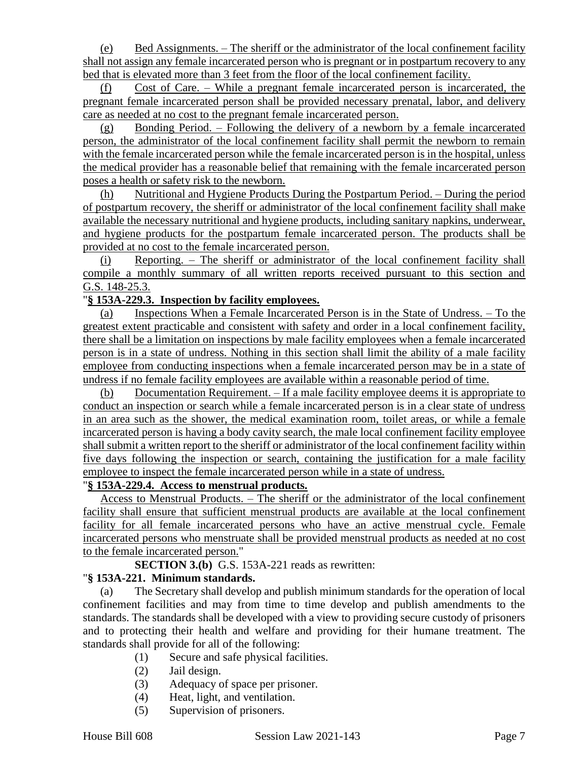(e) Bed Assignments. – The sheriff or the administrator of the local confinement facility shall not assign any female incarcerated person who is pregnant or in postpartum recovery to any bed that is elevated more than 3 feet from the floor of the local confinement facility.

(f) Cost of Care. – While a pregnant female incarcerated person is incarcerated, the pregnant female incarcerated person shall be provided necessary prenatal, labor, and delivery care as needed at no cost to the pregnant female incarcerated person.

(g) Bonding Period. – Following the delivery of a newborn by a female incarcerated person, the administrator of the local confinement facility shall permit the newborn to remain with the female incarcerated person while the female incarcerated person is in the hospital, unless the medical provider has a reasonable belief that remaining with the female incarcerated person poses a health or safety risk to the newborn.

(h) Nutritional and Hygiene Products During the Postpartum Period. – During the period of postpartum recovery, the sheriff or administrator of the local confinement facility shall make available the necessary nutritional and hygiene products, including sanitary napkins, underwear, and hygiene products for the postpartum female incarcerated person. The products shall be provided at no cost to the female incarcerated person.

(i) Reporting. – The sheriff or administrator of the local confinement facility shall compile a monthly summary of all written reports received pursuant to this section and G.S. 148-25.3.

"**§ 153A-229.3. Inspection by facility employees.**

(a) Inspections When a Female Incarcerated Person is in the State of Undress. – To the greatest extent practicable and consistent with safety and order in a local confinement facility, there shall be a limitation on inspections by male facility employees when a female incarcerated person is in a state of undress. Nothing in this section shall limit the ability of a male facility employee from conducting inspections when a female incarcerated person may be in a state of undress if no female facility employees are available within a reasonable period of time.

(b) Documentation Requirement. – If a male facility employee deems it is appropriate to conduct an inspection or search while a female incarcerated person is in a clear state of undress in an area such as the shower, the medical examination room, toilet areas, or while a female incarcerated person is having a body cavity search, the male local confinement facility employee shall submit a written report to the sheriff or administrator of the local confinement facility within five days following the inspection or search, containing the justification for a male facility employee to inspect the female incarcerated person while in a state of undress.

"**§ 153A-229.4. Access to menstrual products.**

Access to Menstrual Products. – The sheriff or the administrator of the local confinement facility shall ensure that sufficient menstrual products are available at the local confinement facility for all female incarcerated persons who have an active menstrual cycle. Female incarcerated persons who menstruate shall be provided menstrual products as needed at no cost to the female incarcerated person."

**SECTION 3.(b)** G.S. 153A-221 reads as rewritten:

"**§ 153A-221. Minimum standards.**

(a) The Secretary shall develop and publish minimum standards for the operation of local confinement facilities and may from time to time develop and publish amendments to the standards. The standards shall be developed with a view to providing secure custody of prisoners and to protecting their health and welfare and providing for their humane treatment. The standards shall provide for all of the following:

(1) Secure and safe physical facilities.
(2) Jail design.
(3) Adequacy of space per prisoner.
(4) Heat, light, and ventilation.
(5) Supervision of prisoners.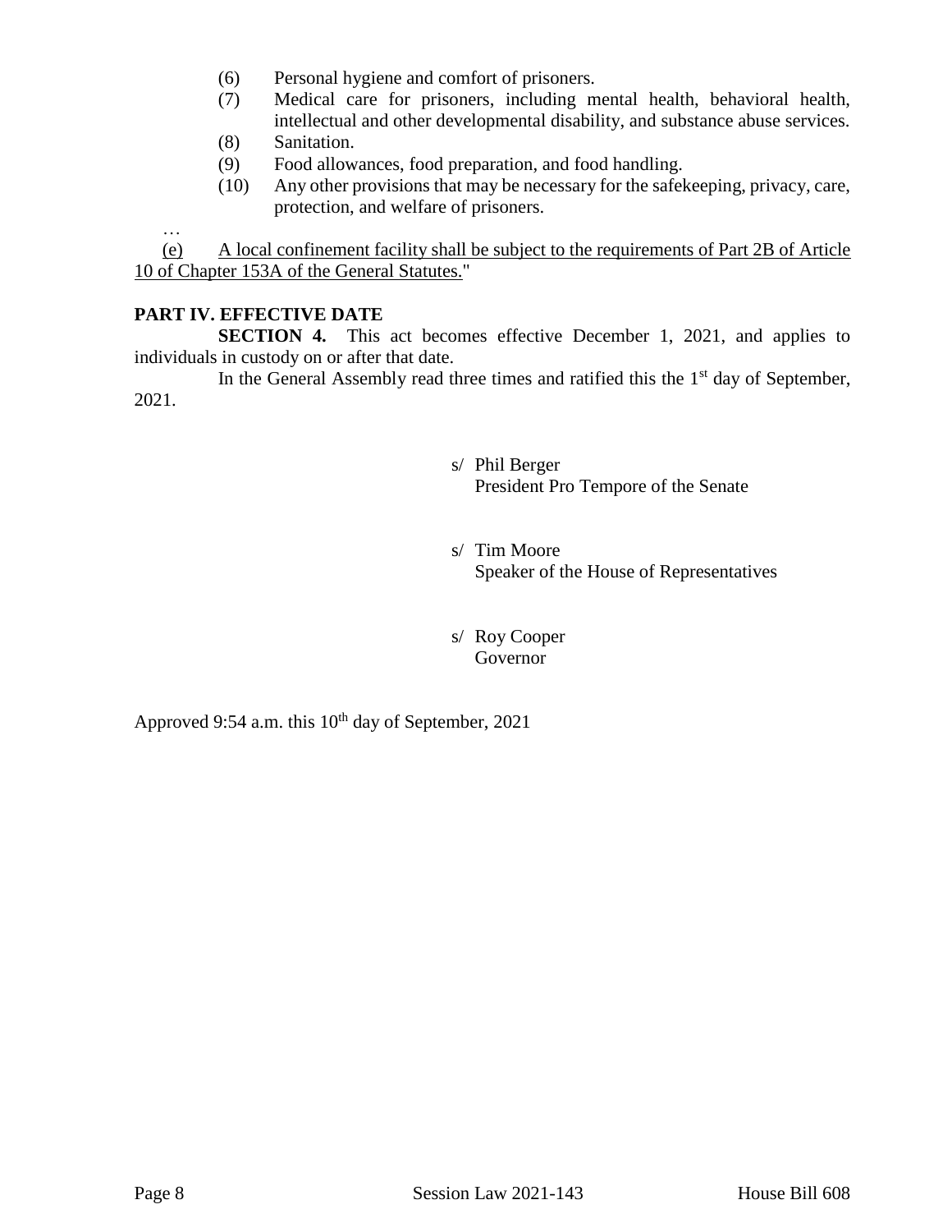(6) Personal hygiene and comfort of prisoners.

(7) Medical care for prisoners, including mental health, behavioral health, intellectual and other developmental disability, and substance abuse services.

(8) Sanitation.

(9) Food allowances, food preparation, and food handling.

(10) Any other provisions that may be necessary for the safekeeping, privacy, care, protection, and welfare of prisoners.

…

(e) A local confinement facility shall be subject to the requirements of Part 2B of Article 10 of Chapter 153A of the General Statutes."

**PART IV. EFFECTIVE DATE**

**SECTION 4.** This act becomes effective December 1, 2021, and applies to individuals in custody on or after that date.

In the General Assembly read three times and ratified this the 1st day of September, 2021.

s/ Phil Berger
President Pro Tempore of the Senate

s/ Tim Moore
Speaker of the House of Representatives

s/ Roy Cooper
Governor

Approved 9:54 a.m. this 10th day of September, 2021